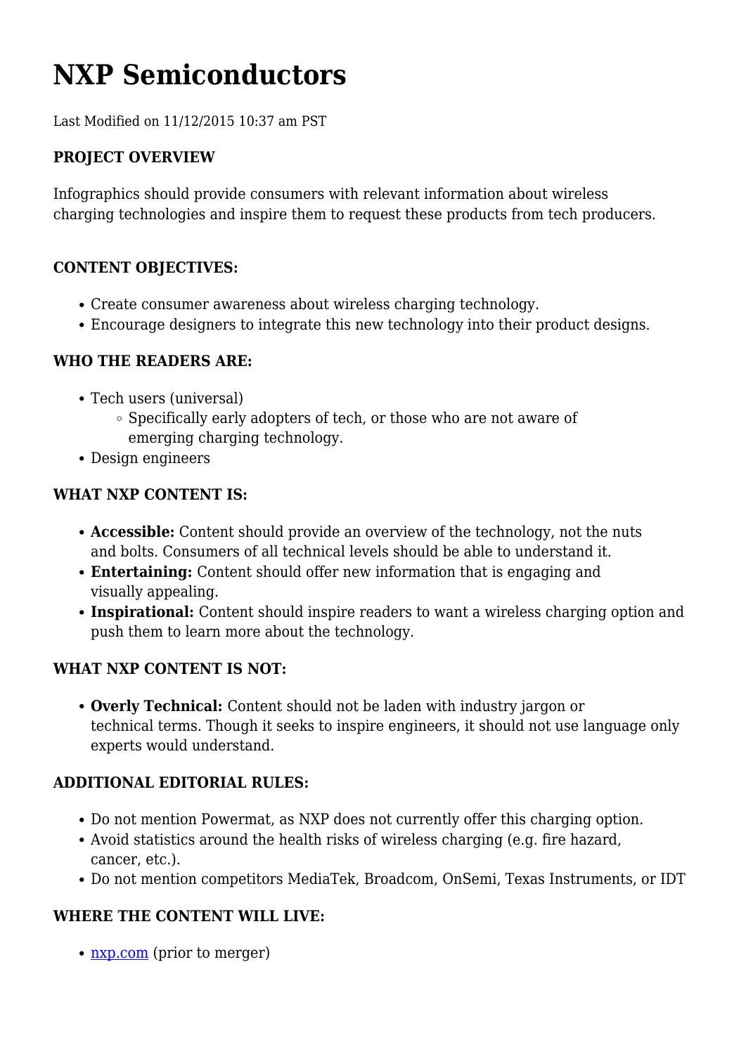# NXP Semiconductors

Last Modified on 11/12/2015 10:37 am PST

**PROJECT OVERVIEW**

Infographics should provide consumers with relevant information about wireless charging technologies and inspire them to request these products from tech producers.

**CONTENT OBJECTIVES:**

- Create consumer awareness about wireless charging technology.
- Encourage designers to integrate this new technology into their product designs.

**WHO THE READERS ARE:**

- Tech users (universal)
  - Specifically early adopters of tech, or those who are not aware of emerging charging technology.
- Design engineers

**WHAT NXP CONTENT IS:**

- **Accessible:** Content should provide an overview of the technology, not the nuts and bolts. Consumers of all technical levels should be able to understand it.
- **Entertaining:** Content should offer new information that is engaging and visually appealing.
- **Inspirational:** Content should inspire readers to want a wireless charging option and push them to learn more about the technology.

**WHAT NXP CONTENT IS NOT:**

- **Overly Technical:** Content should not be laden with industry jargon or technical terms. Though it seeks to inspire engineers, it should not use language only experts would understand.

**ADDITIONAL EDITORIAL RULES:**

- Do not mention Powermat, as NXP does not currently offer this charging option.
- Avoid statistics around the health risks of wireless charging (e.g. fire hazard, cancer, etc.).
- Do not mention competitors MediaTek, Broadcom, OnSemi, Texas Instruments, or IDT

**WHERE THE CONTENT WILL LIVE:**

- [nxp.com](nxp.com) (prior to merger)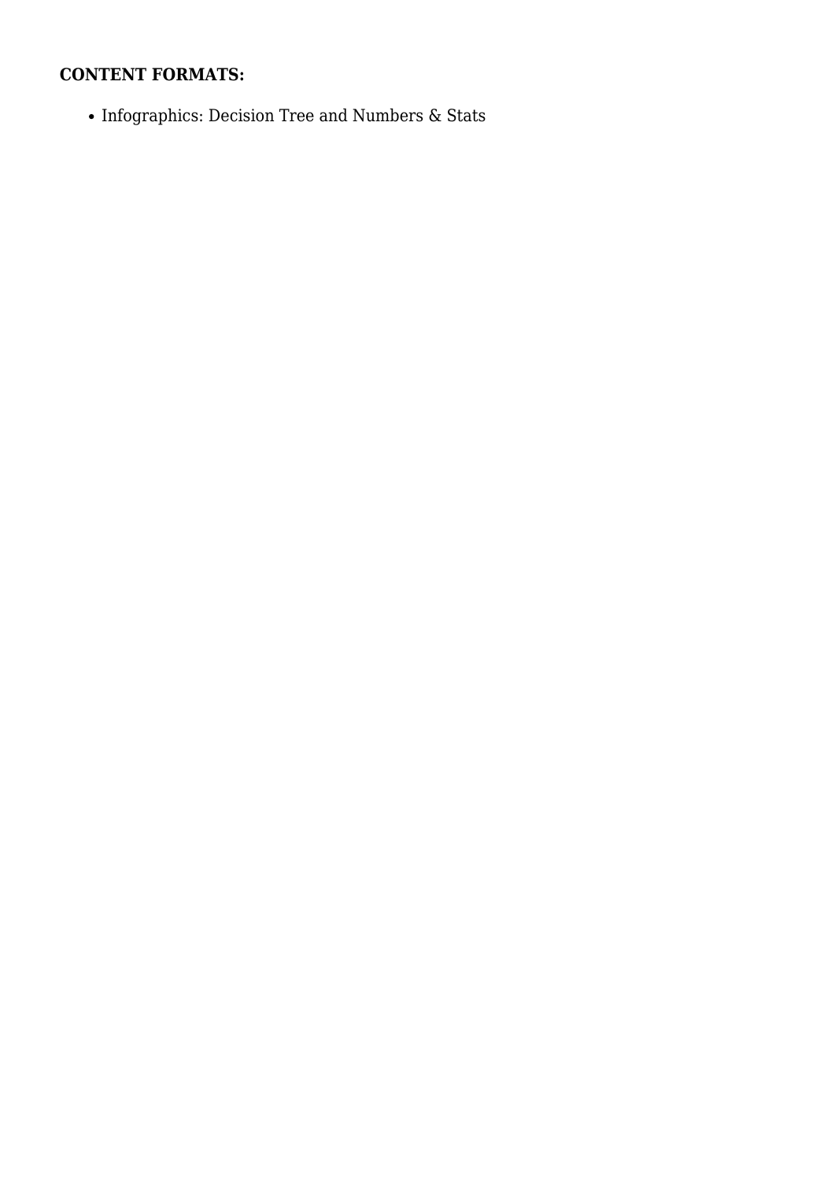**CONTENT FORMATS:**

- Infographics: Decision Tree and Numbers & Stats